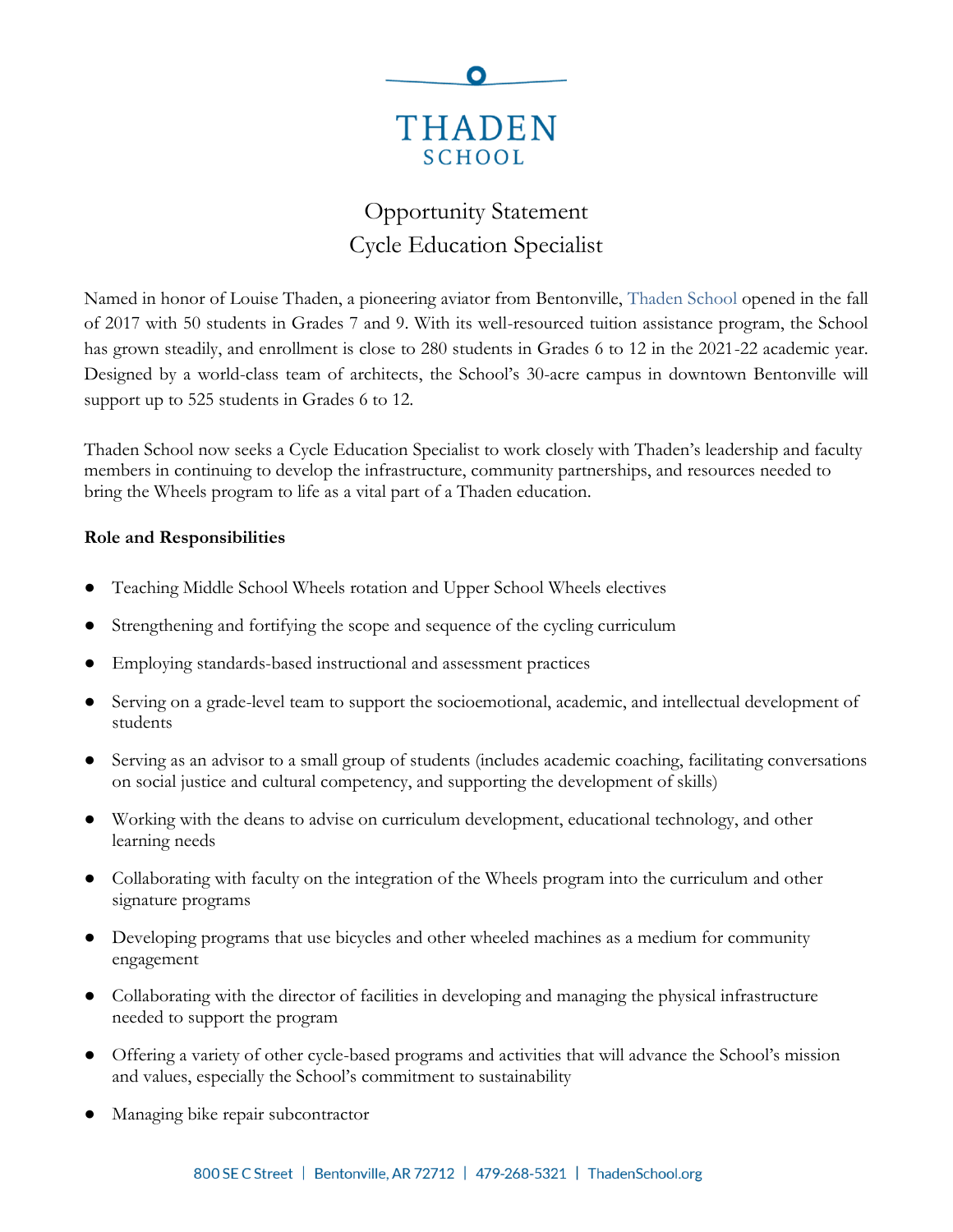# THADEN SCHOOL

## Opportunity Statement
## Cycle Education Specialist

Named in honor of Louise Thaden, a pioneering aviator from Bentonville, Thaden School opened in the fall of 2017 with 50 students in Grades 7 and 9. With its well-resourced tuition assistance program, the School has grown steadily, and enrollment is close to 280 students in Grades 6 to 12 in the 2021-22 academic year. Designed by a world-class team of architects, the School's 30-acre campus in downtown Bentonville will support up to 525 students in Grades 6 to 12.

Thaden School now seeks a Cycle Education Specialist to work closely with Thaden's leadership and faculty members in continuing to develop the infrastructure, community partnerships, and resources needed to bring the Wheels program to life as a vital part of a Thaden education.

**Role and Responsibilities**

- Teaching Middle School Wheels rotation and Upper School Wheels electives
- Strengthening and fortifying the scope and sequence of the cycling curriculum
- Employing standards-based instructional and assessment practices
- Serving on a grade-level team to support the socioemotional, academic, and intellectual development of students
- Serving as an advisor to a small group of students (includes academic coaching, facilitating conversations on social justice and cultural competency, and supporting the development of skills)
- Working with the deans to advise on curriculum development, educational technology, and other learning needs
- Collaborating with faculty on the integration of the Wheels program into the curriculum and other signature programs
- Developing programs that use bicycles and other wheeled machines as a medium for community engagement
- Collaborating with the director of facilities in developing and managing the physical infrastructure needed to support the program
- Offering a variety of other cycle-based programs and activities that will advance the School's mission and values, especially the School's commitment to sustainability
- Managing bike repair subcontractor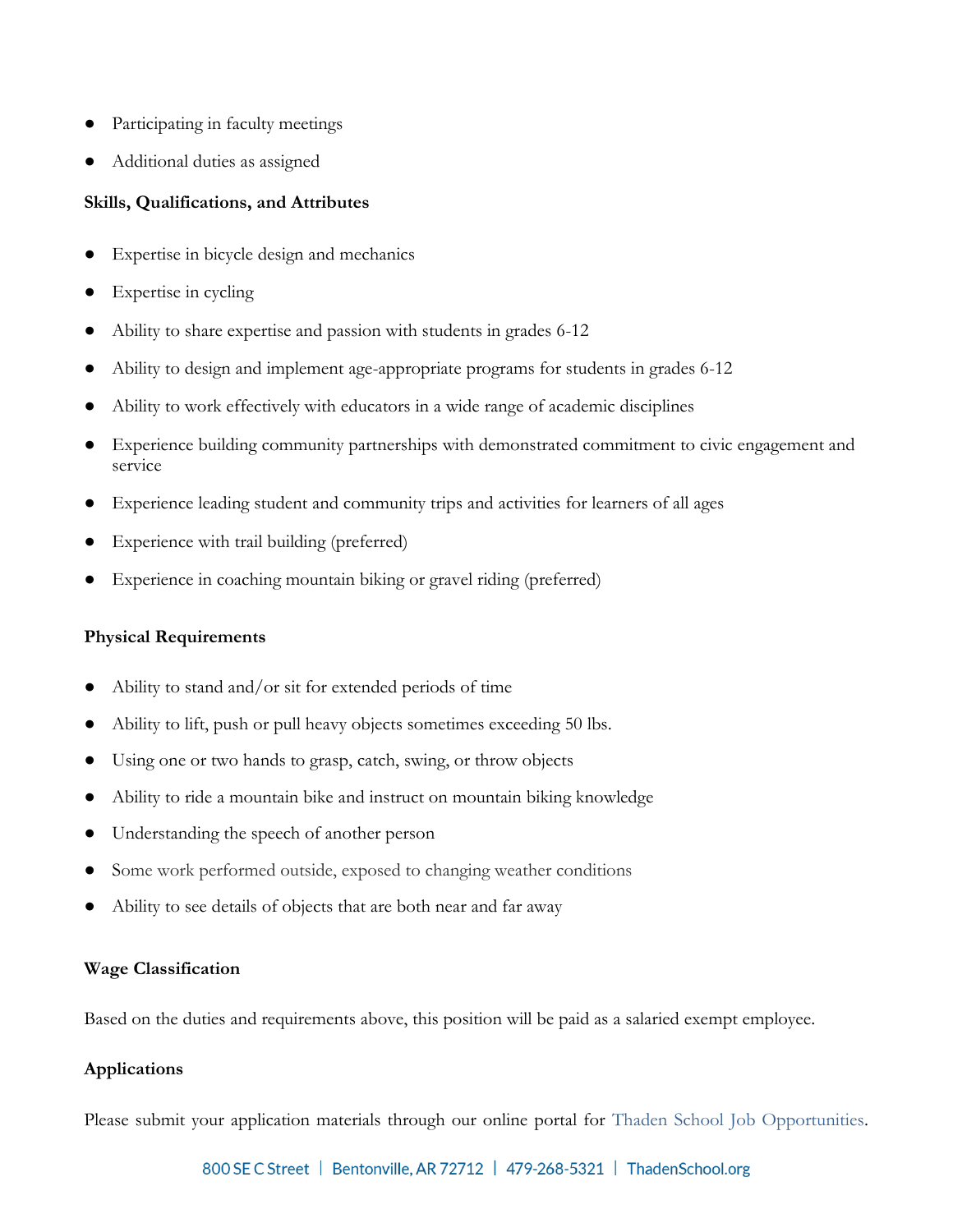- Participating in faculty meetings
- Additional duties as assigned

**Skills, Qualifications, and Attributes**

- Expertise in bicycle design and mechanics
- Expertise in cycling
- Ability to share expertise and passion with students in grades 6-12
- Ability to design and implement age-appropriate programs for students in grades 6-12
- Ability to work effectively with educators in a wide range of academic disciplines
- Experience building community partnerships with demonstrated commitment to civic engagement and service
- Experience leading student and community trips and activities for learners of all ages
- Experience with trail building (preferred)
- Experience in coaching mountain biking or gravel riding (preferred)

**Physical Requirements**

- Ability to stand and/or sit for extended periods of time
- Ability to lift, push or pull heavy objects sometimes exceeding 50 lbs.
- Using one or two hands to grasp, catch, swing, or throw objects
- Ability to ride a mountain bike and instruct on mountain biking knowledge
- Understanding the speech of another person
- Some work performed outside, exposed to changing weather conditions
- Ability to see details of objects that are both near and far away

**Wage Classification**

Based on the duties and requirements above, this position will be paid as a salaried exempt employee.

**Applications**

Please submit your application materials through our online portal for Thaden School Job Opportunities.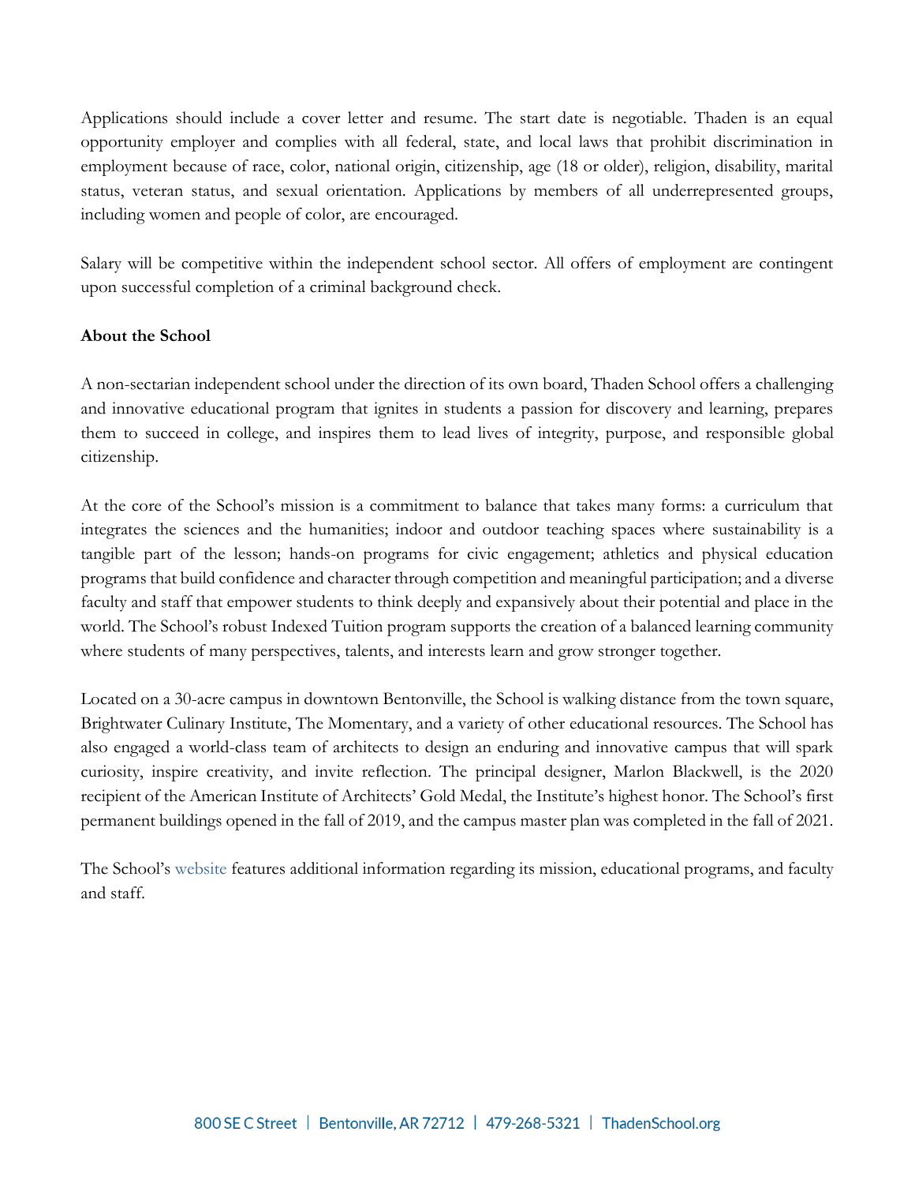Applications should include a cover letter and resume. The start date is negotiable. Thaden is an equal opportunity employer and complies with all federal, state, and local laws that prohibit discrimination in employment because of race, color, national origin, citizenship, age (18 or older), religion, disability, marital status, veteran status, and sexual orientation. Applications by members of all underrepresented groups, including women and people of color, are encouraged.

Salary will be competitive within the independent school sector. All offers of employment are contingent upon successful completion of a criminal background check.

**About the School**

A non-sectarian independent school under the direction of its own board, Thaden School offers a challenging and innovative educational program that ignites in students a passion for discovery and learning, prepares them to succeed in college, and inspires them to lead lives of integrity, purpose, and responsible global citizenship.

At the core of the School's mission is a commitment to balance that takes many forms: a curriculum that integrates the sciences and the humanities; indoor and outdoor teaching spaces where sustainability is a tangible part of the lesson; hands-on programs for civic engagement; athletics and physical education programs that build confidence and character through competition and meaningful participation; and a diverse faculty and staff that empower students to think deeply and expansively about their potential and place in the world. The School's robust Indexed Tuition program supports the creation of a balanced learning community where students of many perspectives, talents, and interests learn and grow stronger together.

Located on a 30-acre campus in downtown Bentonville, the School is walking distance from the town square, Brightwater Culinary Institute, The Momentary, and a variety of other educational resources. The School has also engaged a world-class team of architects to design an enduring and innovative campus that will spark curiosity, inspire creativity, and invite reflection. The principal designer, Marlon Blackwell, is the 2020 recipient of the American Institute of Architects' Gold Medal, the Institute's highest honor. The School's first permanent buildings opened in the fall of 2019, and the campus master plan was completed in the fall of 2021.

The School's website features additional information regarding its mission, educational programs, and faculty and staff.

800 SE C Street | Bentonville, AR 72712 | 479-268-5321 | ThadenSchool.org